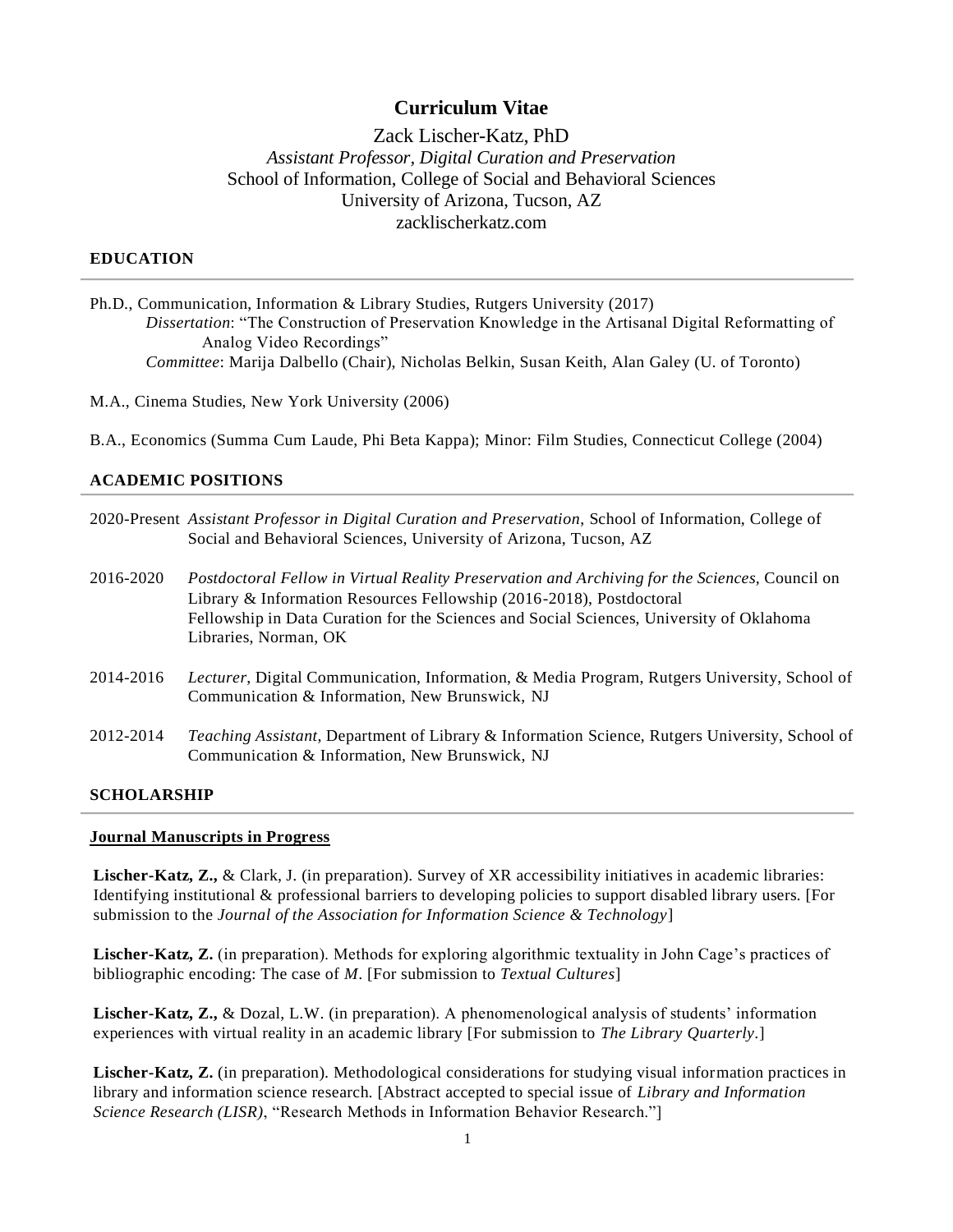# Curriculum Vitae

Zack Lischer-Katz, PhD
*Assistant Professor, Digital Curation and Preservation*
School of Information, College of Social and Behavioral Sciences
University of Arizona, Tucson, AZ
zacklischerkatz.com

## EDUCATION

Ph.D., Communication, Information & Library Studies, Rutgers University (2017)
*Dissertation*: "The Construction of Preservation Knowledge in the Artisanal Digital Reformatting of Analog Video Recordings"
*Committee*: Marija Dalbello (Chair), Nicholas Belkin, Susan Keith, Alan Galey (U. of Toronto)

M.A., Cinema Studies, New York University (2006)

B.A., Economics (Summa Cum Laude, Phi Beta Kappa); Minor: Film Studies, Connecticut College (2004)

## ACADEMIC POSITIONS

2020-Present *Assistant Professor in Digital Curation and Preservation*, School of Information, College of Social and Behavioral Sciences, University of Arizona, Tucson, AZ

2016-2020 *Postdoctoral Fellow in Virtual Reality Preservation and Archiving for the Sciences*, Council on Library & Information Resources Fellowship (2016-2018), Postdoctoral Fellowship in Data Curation for the Sciences and Social Sciences, University of Oklahoma Libraries, Norman, OK

2014-2016 *Lecturer*, Digital Communication, Information, & Media Program, Rutgers University, School of Communication & Information, New Brunswick, NJ

2012-2014 *Teaching Assistant*, Department of Library & Information Science, Rutgers University, School of Communication & Information, New Brunswick, NJ

## SCHOLARSHIP

### Journal Manuscripts in Progress

**Lischer-Katz, Z.,** & Clark, J. (in preparation). Survey of XR accessibility initiatives in academic libraries: Identifying institutional & professional barriers to developing policies to support disabled library users. [For submission to the *Journal of the Association for Information Science & Technology*]

**Lischer-Katz, Z.** (in preparation). Methods for exploring algorithmic textuality in John Cage's practices of bibliographic encoding: The case of *M*. [For submission to *Textual Cultures*]

**Lischer-Katz, Z.,** & Dozal, L.W. (in preparation). A phenomenological analysis of students' information experiences with virtual reality in an academic library [For submission to *The Library Quarterly*.]

**Lischer-Katz, Z.** (in preparation). Methodological considerations for studying visual information practices in library and information science research. [Abstract accepted to special issue of *Library and Information Science Research (LISR)*, "Research Methods in Information Behavior Research."]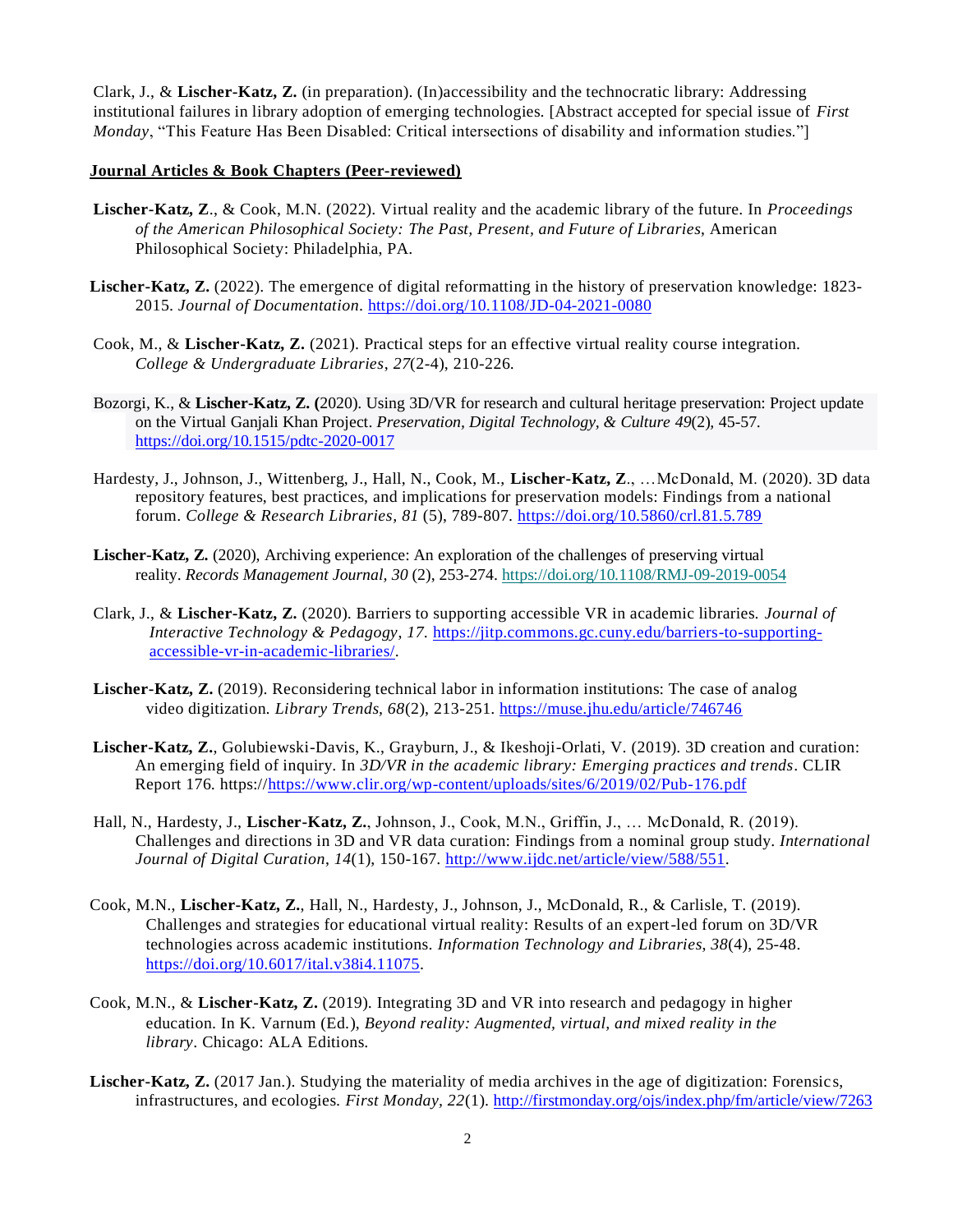Clark, J., & **Lischer-Katz, Z.** (in preparation). (In)accessibility and the technocratic library: Addressing institutional failures in library adoption of emerging technologies. [Abstract accepted for special issue of *First Monday*, "This Feature Has Been Disabled: Critical intersections of disability and information studies."]

**Journal Articles & Book Chapters (Peer-reviewed)**

**Lischer-Katz, Z**., & Cook, M.N. (2022). Virtual reality and the academic library of the future. In *Proceedings of the American Philosophical Society: The Past, Present, and Future of Libraries*, American Philosophical Society: Philadelphia, PA.

**Lischer-Katz, Z.** (2022). The emergence of digital reformatting in the history of preservation knowledge: 1823-2015. *Journal of Documentation*. https://doi.org/10.1108/JD-04-2021-0080

Cook, M., & **Lischer-Katz, Z.** (2021). Practical steps for an effective virtual reality course integration. *College & Undergraduate Libraries*, *27*(2-4), 210-226.

Bozorgi, K., & **Lischer-Katz, Z.** (2020). Using 3D/VR for research and cultural heritage preservation: Project update on the Virtual Ganjali Khan Project. *Preservation, Digital Technology, & Culture 49*(2), 45-57. https://doi.org/10.1515/pdtc-2020-0017

Hardesty, J., Johnson, J., Wittenberg, J., Hall, N., Cook, M., **Lischer-Katz, Z**., …McDonald, M. (2020). 3D data repository features, best practices, and implications for preservation models: Findings from a national forum. *College & Research Libraries*, *81* (5), 789-807. https://doi.org/10.5860/crl.81.5.789

**Lischer-Katz, Z.** (2020), Archiving experience: An exploration of the challenges of preserving virtual reality. *Records Management Journal*, *30* (2), 253-274. https://doi.org/10.1108/RMJ-09-2019-0054

Clark, J., & **Lischer-Katz, Z.** (2020). Barriers to supporting accessible VR in academic libraries. *Journal of Interactive Technology & Pedagogy*, *17*. https://jitp.commons.gc.cuny.edu/barriers-to-supporting-accessible-vr-in-academic-libraries/.

**Lischer-Katz, Z.** (2019). Reconsidering technical labor in information institutions: The case of analog video digitization. *Library Trends*, *68*(2), 213-251. https://muse.jhu.edu/article/746746

**Lischer-Katz, Z.**, Golubiewski-Davis, K., Grayburn, J., & Ikeshoji-Orlati, V. (2019). 3D creation and curation: An emerging field of inquiry. In *3D/VR in the academic library: Emerging practices and trends*. CLIR Report 176. https://https://www.clir.org/wp-content/uploads/sites/6/2019/02/Pub-176.pdf

Hall, N., Hardesty, J., **Lischer-Katz, Z.**, Johnson, J., Cook, M.N., Griffin, J., … McDonald, R. (2019). Challenges and directions in 3D and VR data curation: Findings from a nominal group study. *International Journal of Digital Curation*, *14*(1), 150-167. http://www.ijdc.net/article/view/588/551.

Cook, M.N., **Lischer-Katz, Z.**, Hall, N., Hardesty, J., Johnson, J., McDonald, R., & Carlisle, T. (2019). Challenges and strategies for educational virtual reality: Results of an expert-led forum on 3D/VR technologies across academic institutions. *Information Technology and Libraries*, *38*(4), 25-48. https://doi.org/10.6017/ital.v38i4.11075.

Cook, M.N., & **Lischer-Katz, Z.** (2019). Integrating 3D and VR into research and pedagogy in higher education. In K. Varnum (Ed.), *Beyond reality: Augmented, virtual, and mixed reality in the library*. Chicago: ALA Editions.

**Lischer-Katz, Z.** (2017 Jan.). Studying the materiality of media archives in the age of digitization: Forensics, infrastructures, and ecologies. *First Monday*, *22*(1). http://firstmonday.org/ojs/index.php/fm/article/view/7263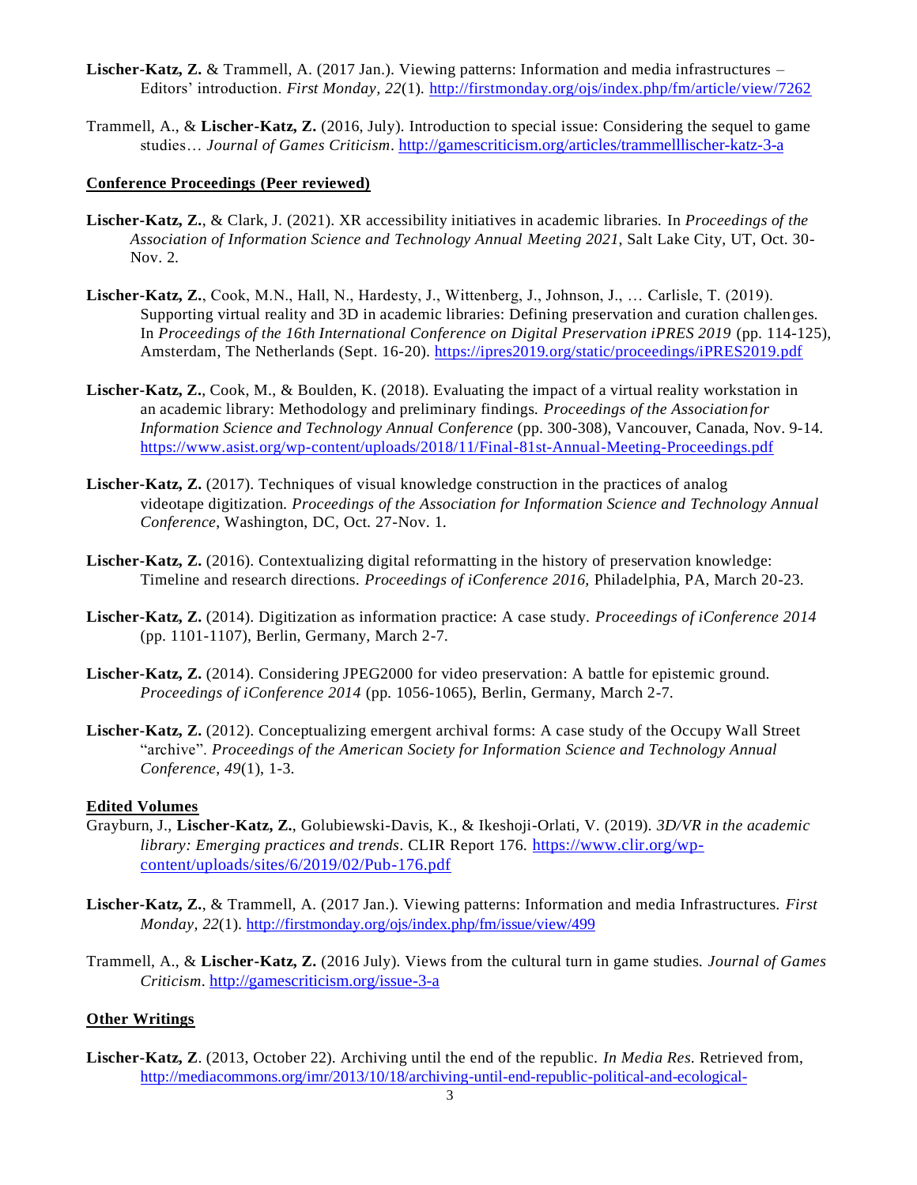**Lischer-Katz, Z.** & Trammell, A. (2017 Jan.). Viewing patterns: Information and media infrastructures – Editors' introduction. *First Monday, 22*(1). http://firstmonday.org/ojs/index.php/fm/article/view/7262

Trammell, A., & **Lischer-Katz, Z.** (2016, July). Introduction to special issue: Considering the sequel to game studies… *Journal of Games Criticism*. http://gamescriticism.org/articles/trammelllischer-katz-3-a

**Conference Proceedings (Peer reviewed)**

**Lischer-Katz, Z.**, & Clark, J. (2021). XR accessibility initiatives in academic libraries. In *Proceedings of the Association of Information Science and Technology Annual Meeting 2021*, Salt Lake City, UT, Oct. 30-Nov. 2.

**Lischer-Katz, Z.**, Cook, M.N., Hall, N., Hardesty, J., Wittenberg, J., Johnson, J., … Carlisle, T. (2019). Supporting virtual reality and 3D in academic libraries: Defining preservation and curation challenges. In *Proceedings of the 16th International Conference on Digital Preservation iPRES 2019* (pp. 114-125), Amsterdam, The Netherlands (Sept. 16-20). https://ipres2019.org/static/proceedings/iPRES2019.pdf

**Lischer-Katz, Z.**, Cook, M., & Boulden, K. (2018). Evaluating the impact of a virtual reality workstation in an academic library: Methodology and preliminary findings. *Proceedings of the Association for Information Science and Technology Annual Conference* (pp. 300-308), Vancouver, Canada, Nov. 9-14. https://www.asist.org/wp-content/uploads/2018/11/Final-81st-Annual-Meeting-Proceedings.pdf

**Lischer-Katz, Z.** (2017). Techniques of visual knowledge construction in the practices of analog videotape digitization. *Proceedings of the Association for Information Science and Technology Annual Conference*, Washington, DC, Oct. 27-Nov. 1.

**Lischer-Katz, Z.** (2016). Contextualizing digital reformatting in the history of preservation knowledge: Timeline and research directions. *Proceedings of iConference 2016*, Philadelphia, PA, March 20-23.

**Lischer-Katz, Z.** (2014). Digitization as information practice: A case study. *Proceedings of iConference 2014* (pp. 1101-1107), Berlin, Germany, March 2-7.

**Lischer-Katz, Z.** (2014). Considering JPEG2000 for video preservation: A battle for epistemic ground. *Proceedings of iConference 2014* (pp. 1056-1065), Berlin, Germany, March 2-7.

**Lischer-Katz, Z.** (2012). Conceptualizing emergent archival forms: A case study of the Occupy Wall Street "archive". *Proceedings of the American Society for Information Science and Technology Annual Conference*, *49*(1), 1-3.

**Edited Volumes**

Grayburn, J., **Lischer-Katz, Z.**, Golubiewski-Davis, K., & Ikeshoji-Orlati, V. (2019). *3D/VR in the academic library: Emerging practices and trends*. CLIR Report 176. https://www.clir.org/wp-content/uploads/sites/6/2019/02/Pub-176.pdf

**Lischer-Katz, Z.**, & Trammell, A. (2017 Jan.). Viewing patterns: Information and media Infrastructures. *First Monday, 22*(1). http://firstmonday.org/ojs/index.php/fm/issue/view/499

Trammell, A., & **Lischer-Katz, Z.** (2016 July). Views from the cultural turn in game studies. *Journal of Games Criticism*. http://gamescriticism.org/issue-3-a

**Other Writings**

**Lischer-Katz, Z**. (2013, October 22). Archiving until the end of the republic. *In Media Res*. Retrieved from, http://mediacommons.org/imr/2013/10/18/archiving-until-end-republic-political-and-ecological-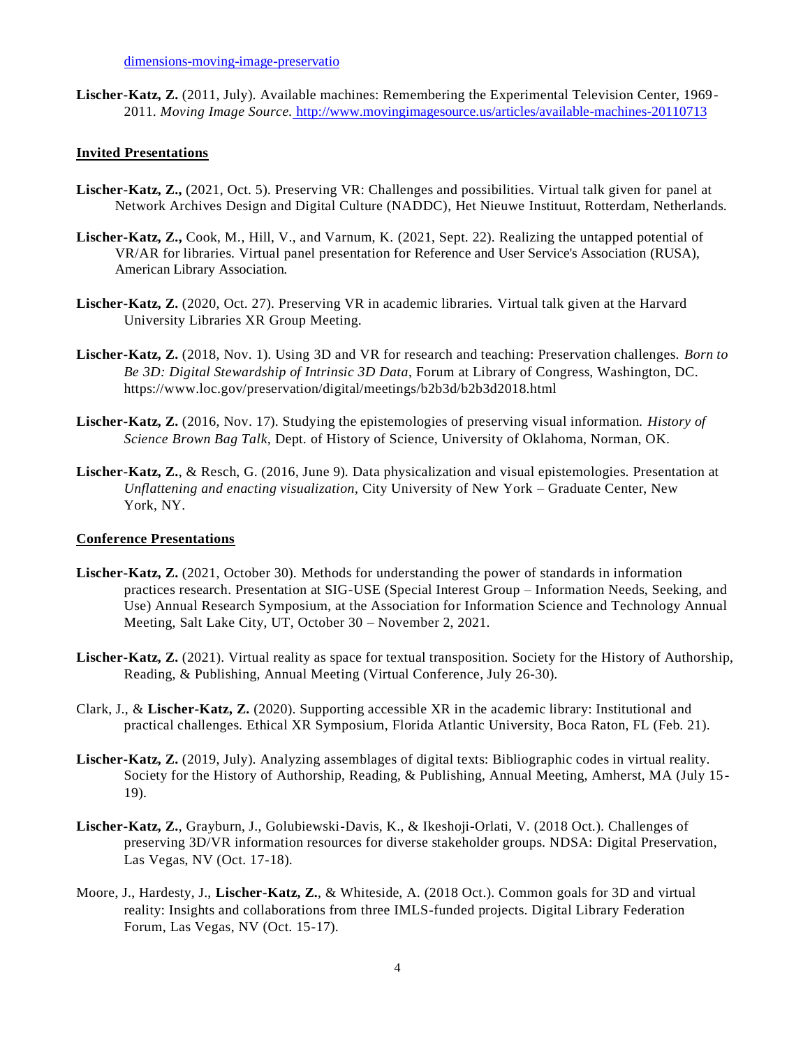dimensions-moving-image-preservatio

**Lischer-Katz, Z.** (2011, July). Available machines: Remembering the Experimental Television Center, 1969-2011. *Moving Image Source.* http://www.movingimagesource.us/articles/available-machines-20110713

## Invited Presentations

**Lischer-Katz, Z.,** (2021, Oct. 5). Preserving VR: Challenges and possibilities. Virtual talk given for panel at Network Archives Design and Digital Culture (NADDC), Het Nieuwe Instituut, Rotterdam, Netherlands.

**Lischer-Katz, Z.,** Cook, M., Hill, V., and Varnum, K. (2021, Sept. 22). Realizing the untapped potential of VR/AR for libraries. Virtual panel presentation for Reference and User Service's Association (RUSA), American Library Association.

**Lischer-Katz, Z.** (2020, Oct. 27). Preserving VR in academic libraries. Virtual talk given at the Harvard University Libraries XR Group Meeting.

**Lischer-Katz, Z.** (2018, Nov. 1). Using 3D and VR for research and teaching: Preservation challenges. *Born to Be 3D: Digital Stewardship of Intrinsic 3D Data*, Forum at Library of Congress, Washington, DC. https://www.loc.gov/preservation/digital/meetings/b2b3d/b2b3d2018.html

**Lischer-Katz, Z.** (2016, Nov. 17). Studying the epistemologies of preserving visual information. *History of Science Brown Bag Talk,* Dept. of History of Science, University of Oklahoma, Norman, OK.

**Lischer-Katz, Z.**, & Resch, G. (2016, June 9). Data physicalization and visual epistemologies. Presentation at *Unflattening and enacting visualization*, City University of New York – Graduate Center, New York, NY.

## Conference Presentations

**Lischer-Katz, Z.** (2021, October 30). Methods for understanding the power of standards in information practices research. Presentation at SIG-USE (Special Interest Group – Information Needs, Seeking, and Use) Annual Research Symposium, at the Association for Information Science and Technology Annual Meeting, Salt Lake City, UT, October 30 – November 2, 2021.

**Lischer-Katz, Z.** (2021). Virtual reality as space for textual transposition. Society for the History of Authorship, Reading, & Publishing, Annual Meeting (Virtual Conference, July 26-30).

Clark, J., & **Lischer-Katz, Z.** (2020). Supporting accessible XR in the academic library: Institutional and practical challenges. Ethical XR Symposium, Florida Atlantic University, Boca Raton, FL (Feb. 21).

**Lischer-Katz, Z.** (2019, July). Analyzing assemblages of digital texts: Bibliographic codes in virtual reality. Society for the History of Authorship, Reading, & Publishing, Annual Meeting, Amherst, MA (July 15-19).

**Lischer-Katz, Z.**, Grayburn, J., Golubiewski-Davis, K., & Ikeshoji-Orlati, V. (2018 Oct.). Challenges of preserving 3D/VR information resources for diverse stakeholder groups. NDSA: Digital Preservation, Las Vegas, NV (Oct. 17-18).

Moore, J., Hardesty, J., **Lischer-Katz, Z.**, & Whiteside, A. (2018 Oct.). Common goals for 3D and virtual reality: Insights and collaborations from three IMLS-funded projects. Digital Library Federation Forum, Las Vegas, NV (Oct. 15-17).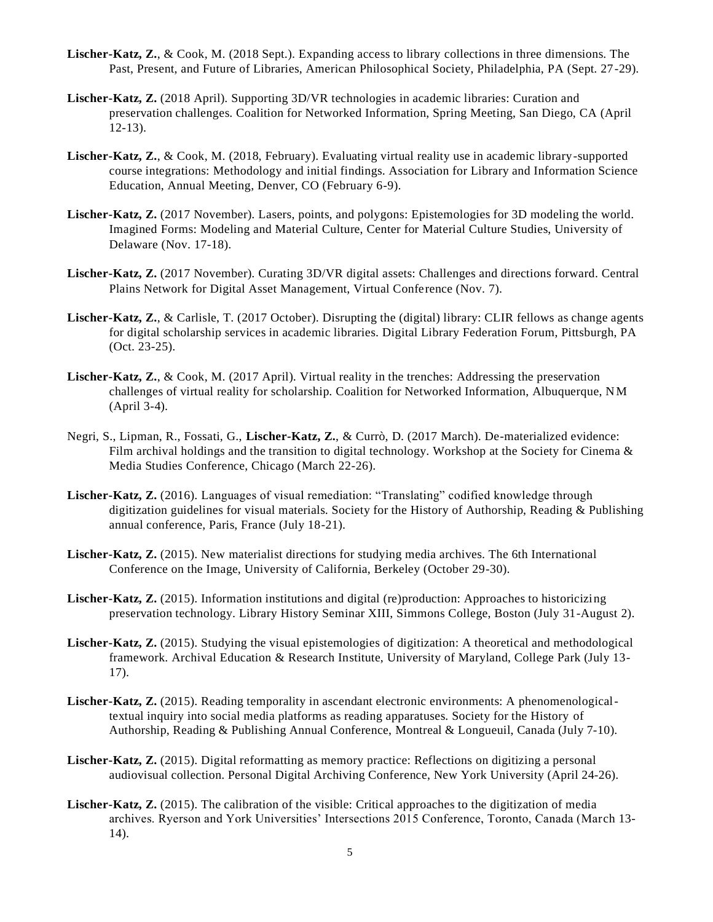**Lischer-Katz, Z.**, & Cook, M. (2018 Sept.). Expanding access to library collections in three dimensions. The Past, Present, and Future of Libraries, American Philosophical Society, Philadelphia, PA (Sept. 27-29).

**Lischer-Katz, Z.** (2018 April). Supporting 3D/VR technologies in academic libraries: Curation and preservation challenges. Coalition for Networked Information, Spring Meeting, San Diego, CA (April 12-13).

**Lischer-Katz, Z.**, & Cook, M. (2018, February). Evaluating virtual reality use in academic library-supported course integrations: Methodology and initial findings. Association for Library and Information Science Education, Annual Meeting, Denver, CO (February 6-9).

**Lischer-Katz, Z.** (2017 November). Lasers, points, and polygons: Epistemologies for 3D modeling the world. Imagined Forms: Modeling and Material Culture, Center for Material Culture Studies, University of Delaware (Nov. 17-18).

**Lischer-Katz, Z.** (2017 November). Curating 3D/VR digital assets: Challenges and directions forward. Central Plains Network for Digital Asset Management, Virtual Conference (Nov. 7).

**Lischer-Katz, Z.**, & Carlisle, T. (2017 October). Disrupting the (digital) library: CLIR fellows as change agents for digital scholarship services in academic libraries. Digital Library Federation Forum, Pittsburgh, PA (Oct. 23-25).

**Lischer-Katz, Z.**, & Cook, M. (2017 April). Virtual reality in the trenches: Addressing the preservation challenges of virtual reality for scholarship. Coalition for Networked Information, Albuquerque, NM (April 3-4).

Negri, S., Lipman, R., Fossati, G., **Lischer-Katz, Z.**, & Currò, D. (2017 March). De-materialized evidence: Film archival holdings and the transition to digital technology. Workshop at the Society for Cinema & Media Studies Conference, Chicago (March 22-26).

**Lischer-Katz, Z.** (2016). Languages of visual remediation: "Translating" codified knowledge through digitization guidelines for visual materials. Society for the History of Authorship, Reading & Publishing annual conference, Paris, France (July 18-21).

**Lischer-Katz, Z.** (2015). New materialist directions for studying media archives. The 6th International Conference on the Image, University of California, Berkeley (October 29-30).

**Lischer-Katz, Z.** (2015). Information institutions and digital (re)production: Approaches to historicizing preservation technology. Library History Seminar XIII, Simmons College, Boston (July 31-August 2).

**Lischer-Katz, Z.** (2015). Studying the visual epistemologies of digitization: A theoretical and methodological framework. Archival Education & Research Institute, University of Maryland, College Park (July 13-17).

**Lischer-Katz, Z.** (2015). Reading temporality in ascendant electronic environments: A phenomenological-textual inquiry into social media platforms as reading apparatuses. Society for the History of Authorship, Reading & Publishing Annual Conference, Montreal & Longueuil, Canada (July 7-10).

**Lischer-Katz, Z.** (2015). Digital reformatting as memory practice: Reflections on digitizing a personal audiovisual collection. Personal Digital Archiving Conference, New York University (April 24-26).

**Lischer-Katz, Z.** (2015). The calibration of the visible: Critical approaches to the digitization of media archives. Ryerson and York Universities' Intersections 2015 Conference, Toronto, Canada (March 13-14).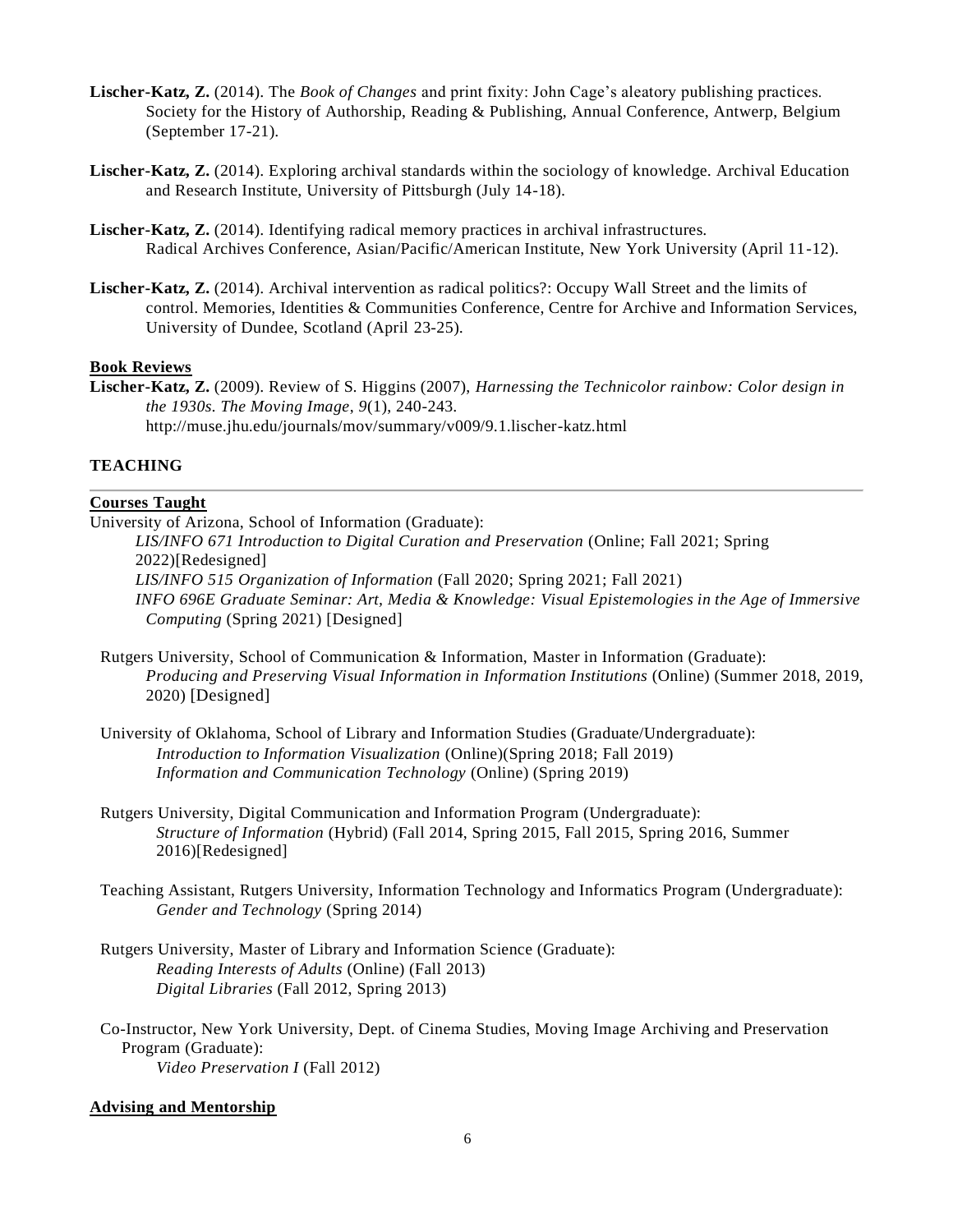**Lischer-Katz, Z.** (2014). The *Book of Changes* and print fixity: John Cage's aleatory publishing practices. Society for the History of Authorship, Reading & Publishing, Annual Conference, Antwerp, Belgium (September 17-21).

**Lischer-Katz, Z.** (2014). Exploring archival standards within the sociology of knowledge. Archival Education and Research Institute, University of Pittsburgh (July 14-18).

**Lischer-Katz, Z.** (2014). Identifying radical memory practices in archival infrastructures. Radical Archives Conference, Asian/Pacific/American Institute, New York University (April 11-12).

**Lischer-Katz, Z.** (2014). Archival intervention as radical politics?: Occupy Wall Street and the limits of control. Memories, Identities & Communities Conference, Centre for Archive and Information Services, University of Dundee, Scotland (April 23-25).

**Book Reviews**

**Lischer-Katz, Z.** (2009). Review of S. Higgins (2007), *Harnessing the Technicolor rainbow: Color design in the 1930s*. *The Moving Image*, *9*(1), 240-243. http://muse.jhu.edu/journals/mov/summary/v009/9.1.lischer-katz.html

## TEACHING

**Courses Taught**

University of Arizona, School of Information (Graduate):
- *LIS/INFO 671 Introduction to Digital Curation and Preservation* (Online; Fall 2021; Spring 2022)[Redesigned]
- *LIS/INFO 515 Organization of Information* (Fall 2020; Spring 2021; Fall 2021)
- *INFO 696E Graduate Seminar: Art, Media & Knowledge: Visual Epistemologies in the Age of Immersive Computing* (Spring 2021) [Designed]

Rutgers University, School of Communication & Information, Master in Information (Graduate):
- *Producing and Preserving Visual Information in Information Institutions* (Online) (Summer 2018, 2019, 2020) [Designed]

University of Oklahoma, School of Library and Information Studies (Graduate/Undergraduate):
- *Introduction to Information Visualization* (Online)(Spring 2018; Fall 2019)
- *Information and Communication Technology* (Online) (Spring 2019)

Rutgers University, Digital Communication and Information Program (Undergraduate):
- *Structure of Information* (Hybrid) (Fall 2014, Spring 2015, Fall 2015, Spring 2016, Summer 2016)[Redesigned]

Teaching Assistant, Rutgers University, Information Technology and Informatics Program (Undergraduate):
- *Gender and Technology* (Spring 2014)

Rutgers University, Master of Library and Information Science (Graduate):
- *Reading Interests of Adults* (Online) (Fall 2013)
- *Digital Libraries* (Fall 2012, Spring 2013)

Co-Instructor, New York University, Dept. of Cinema Studies, Moving Image Archiving and Preservation Program (Graduate):
- *Video Preservation I* (Fall 2012)

**Advising and Mentorship**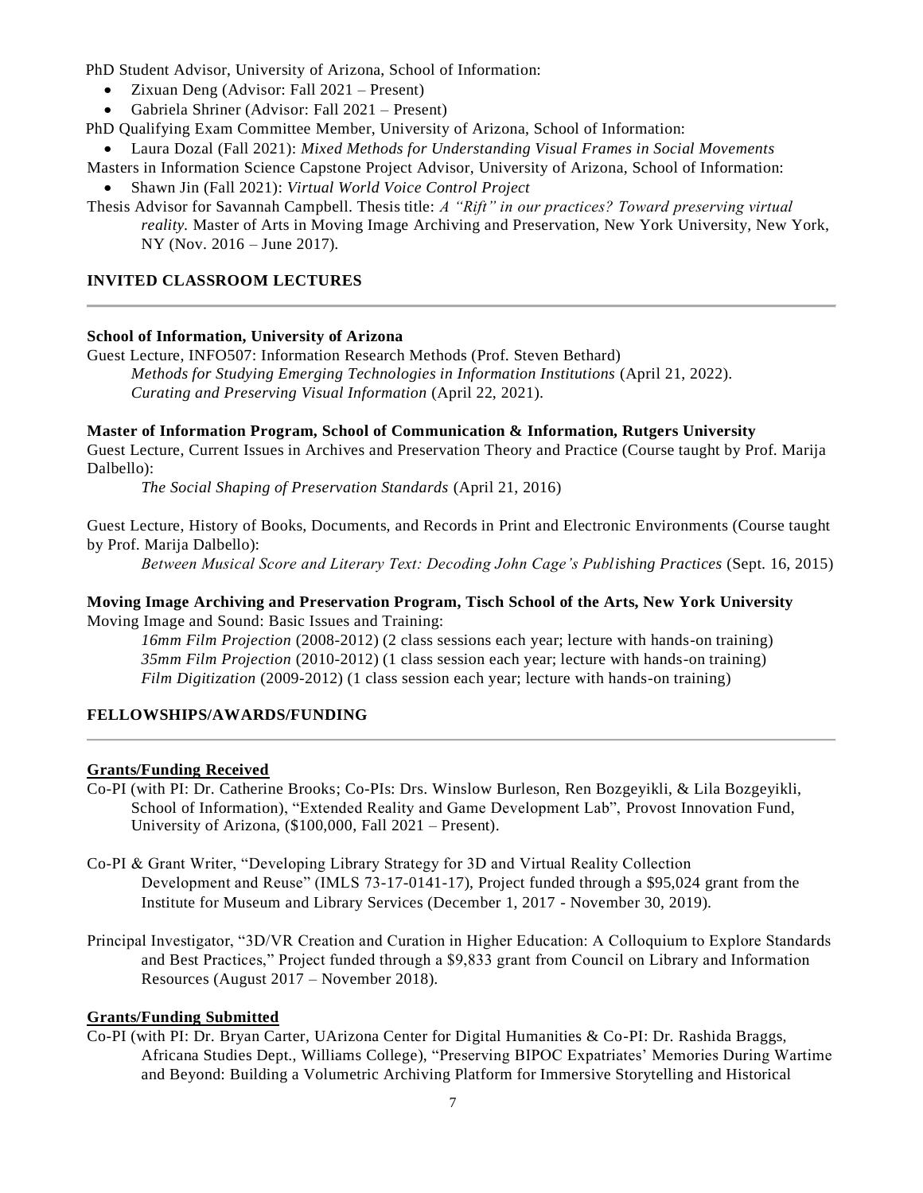PhD Student Advisor, University of Arizona, School of Information:

- Zixuan Deng (Advisor: Fall 2021 – Present)
- Gabriela Shriner (Advisor: Fall 2021 – Present)

PhD Qualifying Exam Committee Member, University of Arizona, School of Information:

- Laura Dozal (Fall 2021): *Mixed Methods for Understanding Visual Frames in Social Movements*

Masters in Information Science Capstone Project Advisor, University of Arizona, School of Information:

- Shawn Jin (Fall 2021): *Virtual World Voice Control Project*

Thesis Advisor for Savannah Campbell. Thesis title: *A "Rift" in our practices? Toward preserving virtual reality.* Master of Arts in Moving Image Archiving and Preservation, New York University, New York, NY (Nov. 2016 – June 2017).

## INVITED CLASSROOM LECTURES

**School of Information, University of Arizona**

Guest Lecture, INFO507: Information Research Methods (Prof. Steven Bethard)

*Methods for Studying Emerging Technologies in Information Institutions* (April 21, 2022).

*Curating and Preserving Visual Information* (April 22, 2021).

**Master of Information Program, School of Communication & Information, Rutgers University**

Guest Lecture, Current Issues in Archives and Preservation Theory and Practice (Course taught by Prof. Marija Dalbello):

*The Social Shaping of Preservation Standards* (April 21, 2016)

Guest Lecture, History of Books, Documents, and Records in Print and Electronic Environments (Course taught by Prof. Marija Dalbello):

*Between Musical Score and Literary Text: Decoding John Cage's Publishing Practices* (Sept. 16, 2015)

**Moving Image Archiving and Preservation Program, Tisch School of the Arts, New York University**

Moving Image and Sound: Basic Issues and Training:

*16mm Film Projection* (2008-2012) (2 class sessions each year; lecture with hands-on training)

*35mm Film Projection* (2010-2012) (1 class session each year; lecture with hands-on training)

*Film Digitization* (2009-2012) (1 class session each year; lecture with hands-on training)

## FELLOWSHIPS/AWARDS/FUNDING

**Grants/Funding Received**

Co-PI (with PI: Dr. Catherine Brooks; Co-PIs: Drs. Winslow Burleson, Ren Bozgeyikli, & Lila Bozgeyikli, School of Information), "Extended Reality and Game Development Lab", Provost Innovation Fund, University of Arizona, ($100,000, Fall 2021 – Present).

Co-PI & Grant Writer, "Developing Library Strategy for 3D and Virtual Reality Collection Development and Reuse" (IMLS 73-17-0141-17), Project funded through a $95,024 grant from the Institute for Museum and Library Services (December 1, 2017 - November 30, 2019).

Principal Investigator, "3D/VR Creation and Curation in Higher Education: A Colloquium to Explore Standards and Best Practices," Project funded through a $9,833 grant from Council on Library and Information Resources (August 2017 – November 2018).

**Grants/Funding Submitted**

Co-PI (with PI: Dr. Bryan Carter, UArizona Center for Digital Humanities & Co-PI: Dr. Rashida Braggs, Africana Studies Dept., Williams College), "Preserving BIPOC Expatriates' Memories During Wartime and Beyond: Building a Volumetric Archiving Platform for Immersive Storytelling and Historical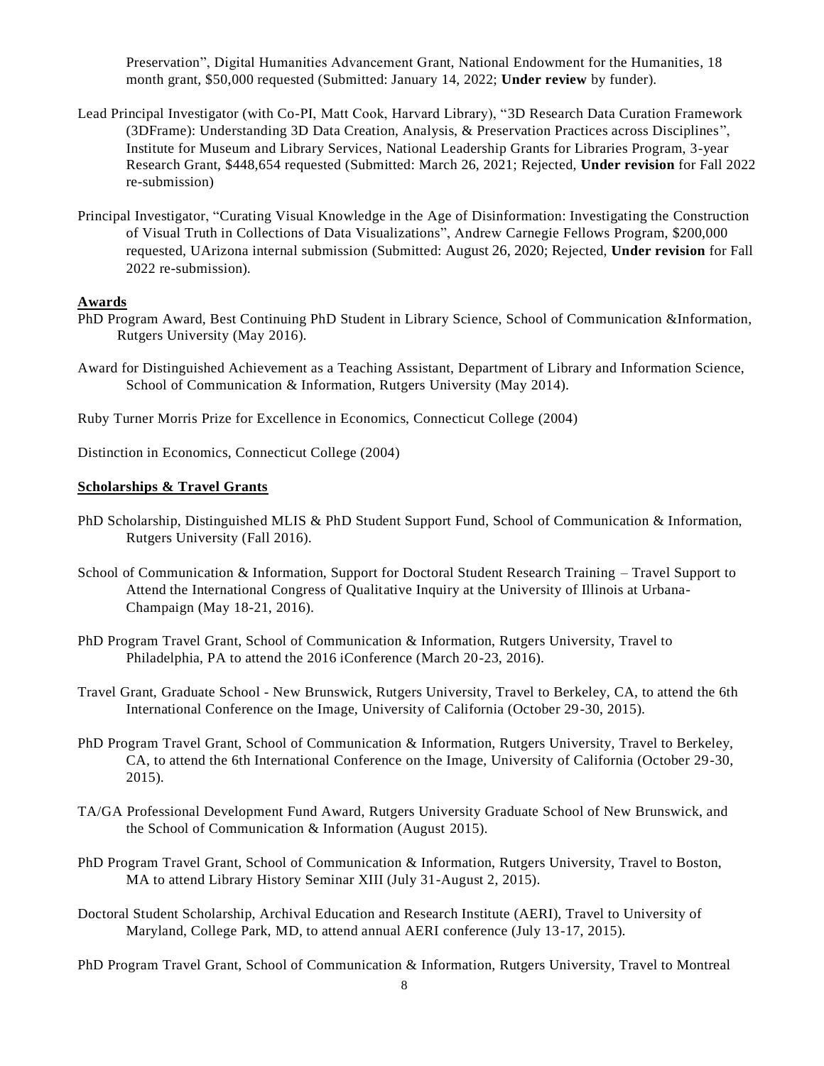Preservation", Digital Humanities Advancement Grant, National Endowment for the Humanities, 18 month grant, $50,000 requested (Submitted: January 14, 2022; **Under review** by funder).

Lead Principal Investigator (with Co-PI, Matt Cook, Harvard Library), "3D Research Data Curation Framework (3DFrame): Understanding 3D Data Creation, Analysis, & Preservation Practices across Disciplines", Institute for Museum and Library Services, National Leadership Grants for Libraries Program, 3-year Research Grant, $448,654 requested (Submitted: March 26, 2021; Rejected, **Under revision** for Fall 2022 re-submission)

Principal Investigator, "Curating Visual Knowledge in the Age of Disinformation: Investigating the Construction of Visual Truth in Collections of Data Visualizations", Andrew Carnegie Fellows Program, $200,000 requested, UArizona internal submission (Submitted: August 26, 2020; Rejected, **Under revision** for Fall 2022 re-submission).

## Awards

PhD Program Award, Best Continuing PhD Student in Library Science, School of Communication &Information, Rutgers University (May 2016).

Award for Distinguished Achievement as a Teaching Assistant, Department of Library and Information Science, School of Communication & Information, Rutgers University (May 2014).

Ruby Turner Morris Prize for Excellence in Economics, Connecticut College (2004)

Distinction in Economics, Connecticut College (2004)

## Scholarships & Travel Grants

PhD Scholarship, Distinguished MLIS & PhD Student Support Fund, School of Communication & Information, Rutgers University (Fall 2016).

School of Communication & Information, Support for Doctoral Student Research Training – Travel Support to Attend the International Congress of Qualitative Inquiry at the University of Illinois at Urbana-Champaign (May 18-21, 2016).

PhD Program Travel Grant, School of Communication & Information, Rutgers University, Travel to Philadelphia, PA to attend the 2016 iConference (March 20-23, 2016).

Travel Grant, Graduate School - New Brunswick, Rutgers University, Travel to Berkeley, CA, to attend the 6th International Conference on the Image, University of California (October 29-30, 2015).

PhD Program Travel Grant, School of Communication & Information, Rutgers University, Travel to Berkeley, CA, to attend the 6th International Conference on the Image, University of California (October 29-30, 2015).

TA/GA Professional Development Fund Award, Rutgers University Graduate School of New Brunswick, and the School of Communication & Information (August 2015).

PhD Program Travel Grant, School of Communication & Information, Rutgers University, Travel to Boston, MA to attend Library History Seminar XIII (July 31-August 2, 2015).

Doctoral Student Scholarship, Archival Education and Research Institute (AERI), Travel to University of Maryland, College Park, MD, to attend annual AERI conference (July 13-17, 2015).

PhD Program Travel Grant, School of Communication & Information, Rutgers University, Travel to Montreal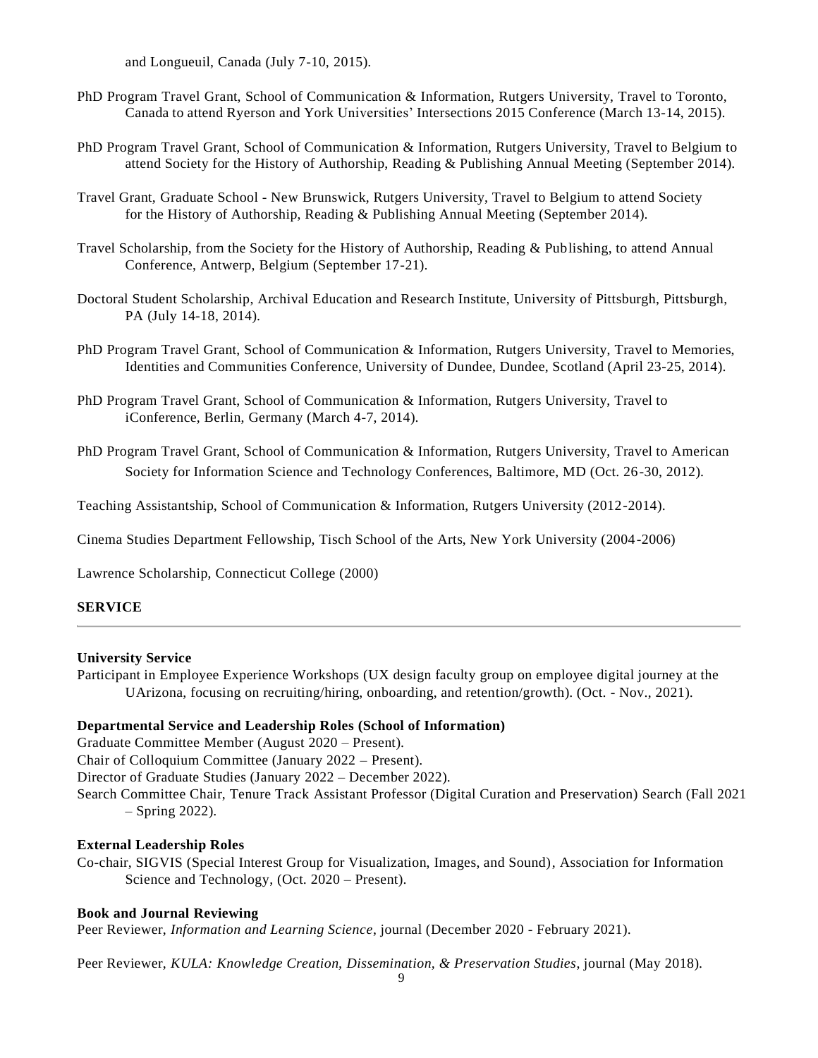and Longueuil, Canada (July 7-10, 2015).

PhD Program Travel Grant, School of Communication & Information, Rutgers University, Travel to Toronto, Canada to attend Ryerson and York Universities' Intersections 2015 Conference (March 13-14, 2015).

PhD Program Travel Grant, School of Communication & Information, Rutgers University, Travel to Belgium to attend Society for the History of Authorship, Reading & Publishing Annual Meeting (September 2014).

Travel Grant, Graduate School - New Brunswick, Rutgers University, Travel to Belgium to attend Society for the History of Authorship, Reading & Publishing Annual Meeting (September 2014).

Travel Scholarship, from the Society for the History of Authorship, Reading & Publishing, to attend Annual Conference, Antwerp, Belgium (September 17-21).

Doctoral Student Scholarship, Archival Education and Research Institute, University of Pittsburgh, Pittsburgh, PA (July 14-18, 2014).

PhD Program Travel Grant, School of Communication & Information, Rutgers University, Travel to Memories, Identities and Communities Conference, University of Dundee, Dundee, Scotland (April 23-25, 2014).

PhD Program Travel Grant, School of Communication & Information, Rutgers University, Travel to iConference, Berlin, Germany (March 4-7, 2014).

PhD Program Travel Grant, School of Communication & Information, Rutgers University, Travel to American Society for Information Science and Technology Conferences, Baltimore, MD (Oct. 26-30, 2012).

Teaching Assistantship, School of Communication & Information, Rutgers University (2012-2014).

Cinema Studies Department Fellowship, Tisch School of the Arts, New York University (2004-2006)

Lawrence Scholarship, Connecticut College (2000)

## SERVICE

### University Service

Participant in Employee Experience Workshops (UX design faculty group on employee digital journey at the UArizona, focusing on recruiting/hiring, onboarding, and retention/growth). (Oct. - Nov., 2021).

### Departmental Service and Leadership Roles (School of Information)

Graduate Committee Member (August 2020 – Present).
Chair of Colloquium Committee (January 2022 – Present).
Director of Graduate Studies (January 2022 – December 2022).
Search Committee Chair, Tenure Track Assistant Professor (Digital Curation and Preservation) Search (Fall 2021 – Spring 2022).

### External Leadership Roles

Co-chair, SIGVIS (Special Interest Group for Visualization, Images, and Sound), Association for Information Science and Technology, (Oct. 2020 – Present).

### Book and Journal Reviewing

Peer Reviewer, *Information and Learning Science*, journal (December 2020 - February 2021).

Peer Reviewer, *KULA: Knowledge Creation, Dissemination, & Preservation Studies*, journal (May 2018).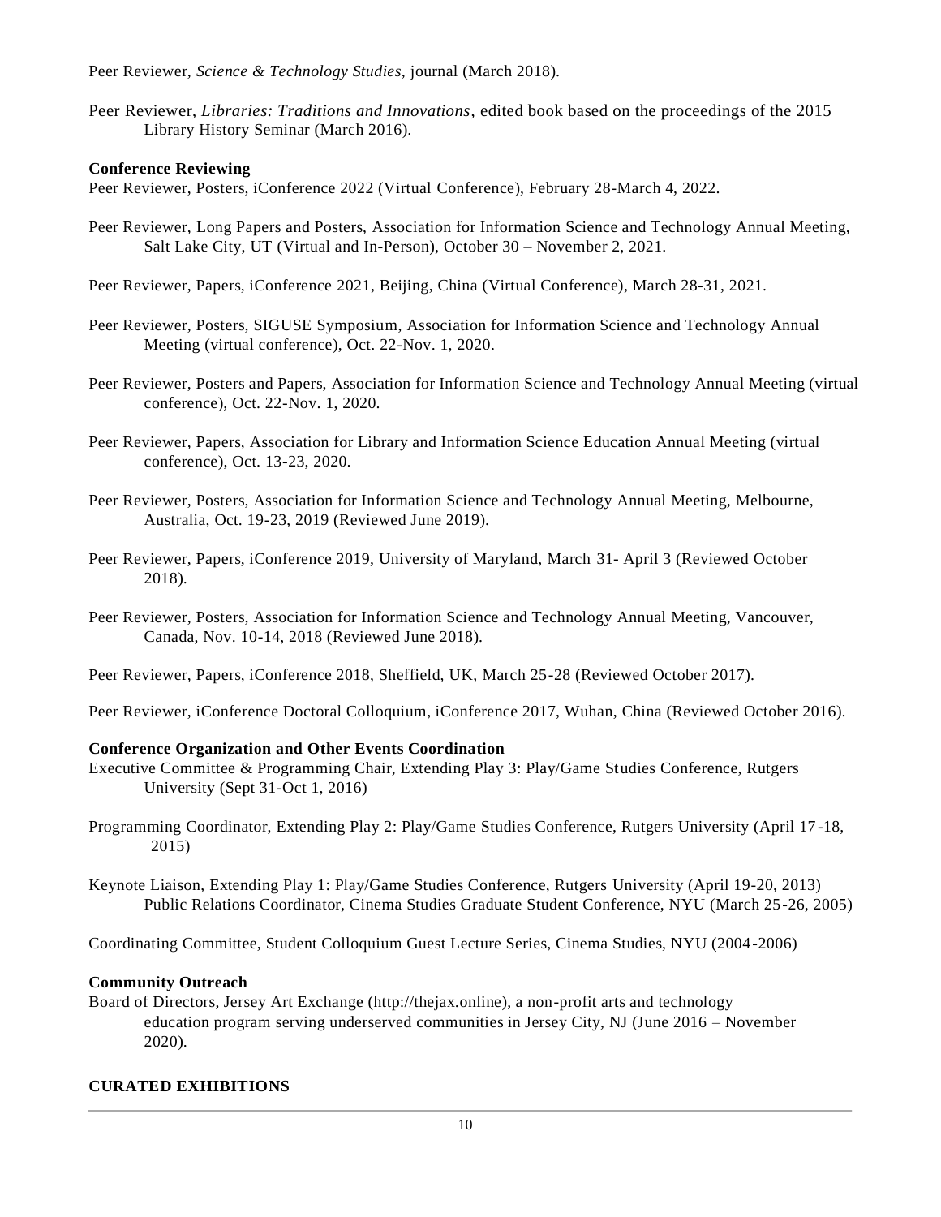Peer Reviewer, *Science & Technology Studies*, journal (March 2018).

Peer Reviewer, *Libraries: Traditions and Innovations*, edited book based on the proceedings of the 2015 Library History Seminar (March 2016).

**Conference Reviewing**

Peer Reviewer, Posters, iConference 2022 (Virtual Conference), February 28-March 4, 2022.

Peer Reviewer, Long Papers and Posters, Association for Information Science and Technology Annual Meeting, Salt Lake City, UT (Virtual and In-Person), October 30 – November 2, 2021.

Peer Reviewer, Papers, iConference 2021, Beijing, China (Virtual Conference), March 28-31, 2021.

Peer Reviewer, Posters, SIGUSE Symposium, Association for Information Science and Technology Annual Meeting (virtual conference), Oct. 22-Nov. 1, 2020.

Peer Reviewer, Posters and Papers, Association for Information Science and Technology Annual Meeting (virtual conference), Oct. 22-Nov. 1, 2020.

Peer Reviewer, Papers, Association for Library and Information Science Education Annual Meeting (virtual conference), Oct. 13-23, 2020.

Peer Reviewer, Posters, Association for Information Science and Technology Annual Meeting, Melbourne, Australia, Oct. 19-23, 2019 (Reviewed June 2019).

Peer Reviewer, Papers, iConference 2019, University of Maryland, March 31- April 3 (Reviewed October 2018).

Peer Reviewer, Posters, Association for Information Science and Technology Annual Meeting, Vancouver, Canada, Nov. 10-14, 2018 (Reviewed June 2018).

Peer Reviewer, Papers, iConference 2018, Sheffield, UK, March 25-28 (Reviewed October 2017).

Peer Reviewer, iConference Doctoral Colloquium, iConference 2017, Wuhan, China (Reviewed October 2016).

**Conference Organization and Other Events Coordination**

Executive Committee & Programming Chair, Extending Play 3: Play/Game Studies Conference, Rutgers University (Sept 31-Oct 1, 2016)

Programming Coordinator, Extending Play 2: Play/Game Studies Conference, Rutgers University (April 17-18, 2015)

Keynote Liaison, Extending Play 1: Play/Game Studies Conference, Rutgers University (April 19-20, 2013)

Public Relations Coordinator, Cinema Studies Graduate Student Conference, NYU (March 25-26, 2005)

Coordinating Committee, Student Colloquium Guest Lecture Series, Cinema Studies, NYU (2004-2006)

**Community Outreach**

Board of Directors, Jersey Art Exchange (http://thejax.online), a non-profit arts and technology education program serving underserved communities in Jersey City, NJ (June 2016 – November 2020).

## CURATED EXHIBITIONS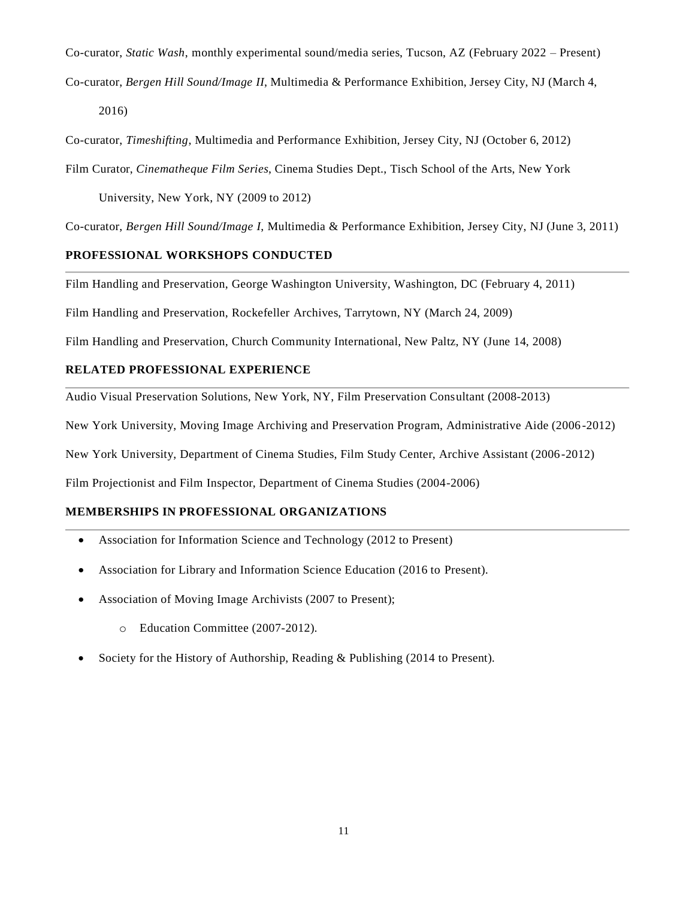Co-curator, *Static Wash*, monthly experimental sound/media series, Tucson, AZ (February 2022 – Present)

Co-curator, *Bergen Hill Sound/Image II*, Multimedia & Performance Exhibition, Jersey City, NJ (March 4, 2016)

Co-curator, *Timeshifting*, Multimedia and Performance Exhibition, Jersey City, NJ (October 6, 2012)

Film Curator, *Cinematheque Film Series*, Cinema Studies Dept., Tisch School of the Arts, New York University, New York, NY (2009 to 2012)

Co-curator, *Bergen Hill Sound/Image I*, Multimedia & Performance Exhibition, Jersey City, NJ (June 3, 2011)

## PROFESSIONAL WORKSHOPS CONDUCTED

Film Handling and Preservation, George Washington University, Washington, DC (February 4, 2011)

Film Handling and Preservation, Rockefeller Archives, Tarrytown, NY (March 24, 2009)

Film Handling and Preservation, Church Community International, New Paltz, NY (June 14, 2008)

## RELATED PROFESSIONAL EXPERIENCE

Audio Visual Preservation Solutions, New York, NY, Film Preservation Consultant (2008-2013)

New York University, Moving Image Archiving and Preservation Program, Administrative Aide (2006-2012)

New York University, Department of Cinema Studies, Film Study Center, Archive Assistant (2006-2012)

Film Projectionist and Film Inspector, Department of Cinema Studies (2004-2006)

## MEMBERSHIPS IN PROFESSIONAL ORGANIZATIONS

- Association for Information Science and Technology (2012 to Present)
- Association for Library and Information Science Education (2016 to Present).
- Association of Moving Image Archivists (2007 to Present);
  - Education Committee (2007-2012).
- Society for the History of Authorship, Reading & Publishing (2014 to Present).